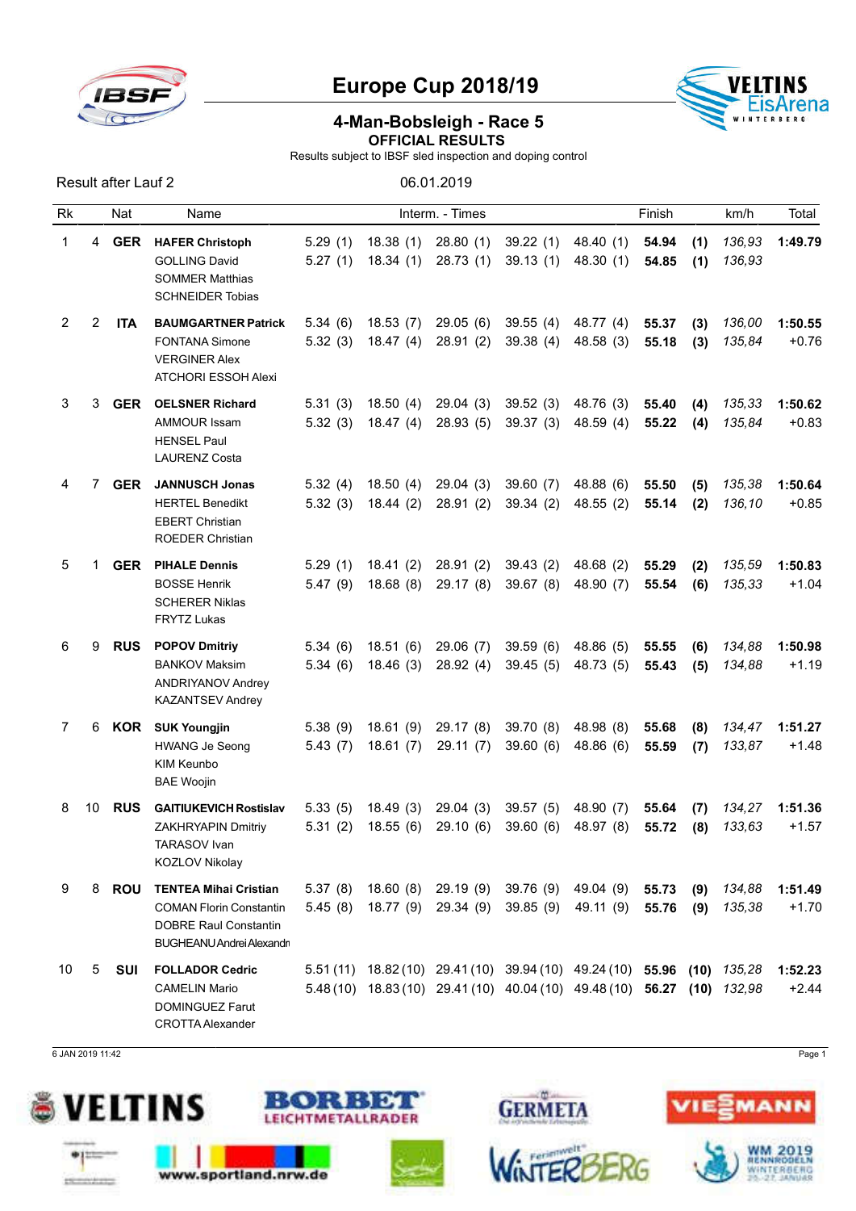# Europe Cup 2018/19

## 4-Man-Bobsleigh - Race 5

**OFFICIAL RESULTS**

Results subject to IBSF sled inspection and doping control

Result after Lauf 2 06.01.2019

| Rk | | Nat | Name | Interm. - Times | | | | | Finish | | km/h | Total |
|---|---|---|---|---|---|---|---|---|---|---|---|---|
| 1 | 4 | **GER** | **HAFER Christoph** | 5.29 (1) | 18.38 (1) | 28.80 (1) | 39.22 (1) | 48.40 (1) | **54.94** | **(1)** | *136,93* | **1:49.79** |
| | | | GOLLING David | 5.27 (1) | 18.34 (1) | 28.73 (1) | 39.13 (1) | 48.30 (1) | **54.85** | **(1)** | *136,93* | |
| | | | SOMMER Matthias | | | | | | | | | |
| | | | SCHNEIDER Tobias | | | | | | | | | |
| 2 | 2 | **ITA** | **BAUMGARTNER Patrick** | 5.34 (6) | 18.53 (7) | 29.05 (6) | 39.55 (4) | 48.77 (4) | **55.37** | **(3)** | *136,00* | **1:50.55** |
| | | | FONTANA Simone | 5.32 (3) | 18.47 (4) | 28.91 (2) | 39.38 (4) | 48.58 (3) | **55.18** | **(3)** | *135,84* | +0.76 |
| | | | VERGINER Alex | | | | | | | | | |
| | | | ATCHORI ESSOH Alexi | | | | | | | | | |
| 3 | 3 | **GER** | **OELSNER Richard** | 5.31 (3) | 18.50 (4) | 29.04 (3) | 39.52 (3) | 48.76 (3) | **55.40** | **(4)** | *135,33* | **1:50.62** |
| | | | AMMOUR Issam | 5.32 (3) | 18.47 (4) | 28.93 (5) | 39.37 (3) | 48.59 (4) | **55.22** | **(4)** | *135,84* | +0.83 |
| | | | HENSEL Paul | | | | | | | | | |
| | | | LAURENZ Costa | | | | | | | | | |
| 4 | 7 | **GER** | **JANNUSCH Jonas** | 5.32 (4) | 18.50 (4) | 29.04 (3) | 39.60 (7) | 48.88 (6) | **55.50** | **(5)** | *135,38* | **1:50.64** |
| | | | HERTEL Benedikt | 5.32 (3) | 18.44 (2) | 28.91 (2) | 39.34 (2) | 48.55 (2) | **55.14** | **(2)** | *136,10* | +0.85 |
| | | | EBERT Christian | | | | | | | | | |
| | | | ROEDER Christian | | | | | | | | | |
| 5 | 1 | **GER** | **PIHALE Dennis** | 5.29 (1) | 18.41 (2) | 28.91 (2) | 39.43 (2) | 48.68 (2) | **55.29** | **(2)** | *135,59* | **1:50.83** |
| | | | BOSSE Henrik | 5.47 (9) | 18.68 (8) | 29.17 (8) | 39.67 (8) | 48.90 (7) | **55.54** | **(6)** | *135,33* | +1.04 |
| | | | SCHERER Niklas | | | | | | | | | |
| | | | FRYTZ Lukas | | | | | | | | | |
| 6 | 9 | **RUS** | **POPOV Dmitriy** | 5.34 (6) | 18.51 (6) | 29.06 (7) | 39.59 (6) | 48.86 (5) | **55.55** | **(6)** | *134,88* | **1:50.98** |
| | | | BANKOV Maksim | 5.34 (6) | 18.46 (3) | 28.92 (4) | 39.45 (5) | 48.73 (5) | **55.43** | **(5)** | *134,88* | +1.19 |
| | | | ANDRIYANOV Andrey | | | | | | | | | |
| | | | KAZANTSEV Andrey | | | | | | | | | |
| 7 | 6 | **KOR** | **SUK Youngjin** | 5.38 (9) | 18.61 (9) | 29.17 (8) | 39.70 (8) | 48.98 (8) | **55.68** | **(8)** | *134,47* | **1:51.27** |
| | | | HWANG Je Seong | 5.43 (7) | 18.61 (7) | 29.11 (7) | 39.60 (6) | 48.86 (6) | **55.59** | **(7)** | *133,87* | +1.48 |
| | | | KIM Keunbo | | | | | | | | | |
| | | | BAE Woojin | | | | | | | | | |
| 8 | 10 | **RUS** | **GAITIUKEVICH Rostislav** | 5.33 (5) | 18.49 (3) | 29.04 (3) | 39.57 (5) | 48.90 (7) | **55.64** | **(7)** | *134,27* | **1:51.36** |
| | | | ZAKHRYAPIN Dmitriy | 5.31 (2) | 18.55 (6) | 29.10 (6) | 39.60 (6) | 48.97 (8) | **55.72** | **(8)** | *133,63* | +1.57 |
| | | | TARASOV Ivan | | | | | | | | | |
| | | | KOZLOV Nikolay | | | | | | | | | |
| 9 | 8 | **ROU** | **TENTEA Mihai Cristian** | 5.37 (8) | 18.60 (8) | 29.19 (9) | 39.76 (9) | 49.04 (9) | **55.73** | **(9)** | *134,88* | **1:51.49** |
| | | | COMAN Florin Constantin | 5.45 (8) | 18.77 (9) | 29.34 (9) | 39.85 (9) | 49.11 (9) | **55.76** | **(9)** | *135,38* | +1.70 |
| | | | DOBRE Raul Constantin | | | | | | | | | |
| | | | BUGHEANU Andrei Alexandr | | | | | | | | | |
| 10 | 5 | **SUI** | **FOLLADOR Cedric** | 5.51 (11) | 18.82 (10) | 29.41 (10) | 39.94 (10) | 49.24 (10) | **55.96** | **(10)** | *135,28* | **1:52.23** |
| | | | CAMELIN Mario | 5.48 (10) | 18.83 (10) | 29.41 (10) | 40.04 (10) | 49.48 (10) | **56.27** | **(10)** | *132,98* | +2.44 |
| | | | DOMINGUEZ Farut | | | | | | | | | |
| | | | CROTTA Alexander | | | | | | | | | |

6 JAN 2019 11:42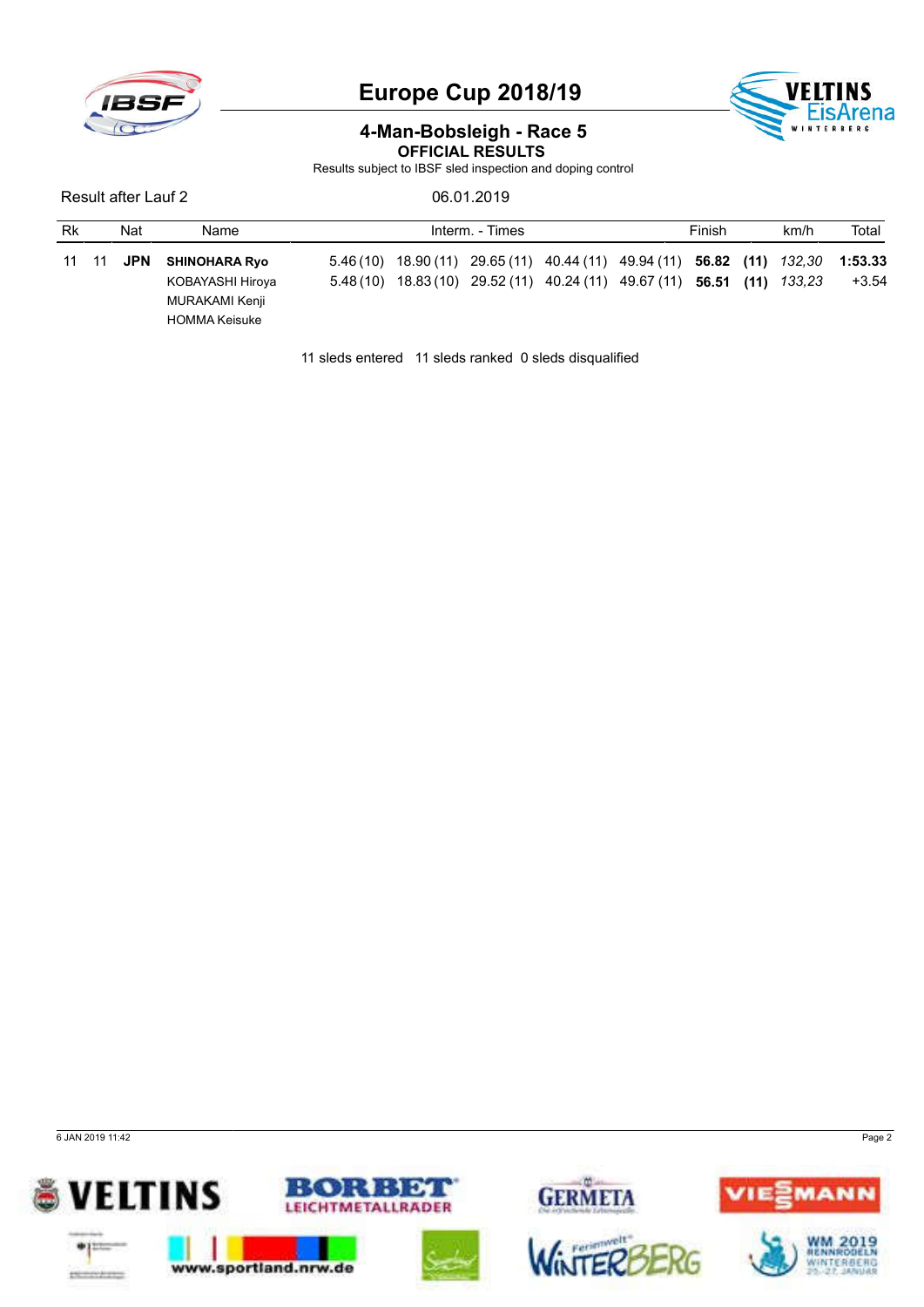# Europe Cup 2018/19

## 4-Man-Bobsleigh - Race 5

**OFFICIAL RESULTS**

Results subject to IBSF sled inspection and doping control

Result after Lauf 2 06.01.2019

| Rk | | Nat | Name | Interm. - Times | | | | | Finish | | km/h | Total |
|---|---|---|---|---|---|---|---|---|---|---|---|---|
| 11 | 11 | **JPN** | **SHINOHARA Ryo** | 5.46 (10) | 18.90 (11) | 29.65 (11) | 40.44 (11) | 49.94 (11) | **56.82** | **(11)** | *132,30* | **1:53.33** |
| | | | KOBAYASHI Hiroya | 5.48 (10) | 18.83 (10) | 29.52 (11) | 40.24 (11) | 49.67 (11) | **56.51** | **(11)** | *133,23* | +3.54 |
| | | | MURAKAMI Kenji | | | | | | | | | |
| | | | HOMMA Keisuke | | | | | | | | | |

11 sleds entered 11 sleds ranked 0 sleds disqualified

6 JAN 2019 11:42